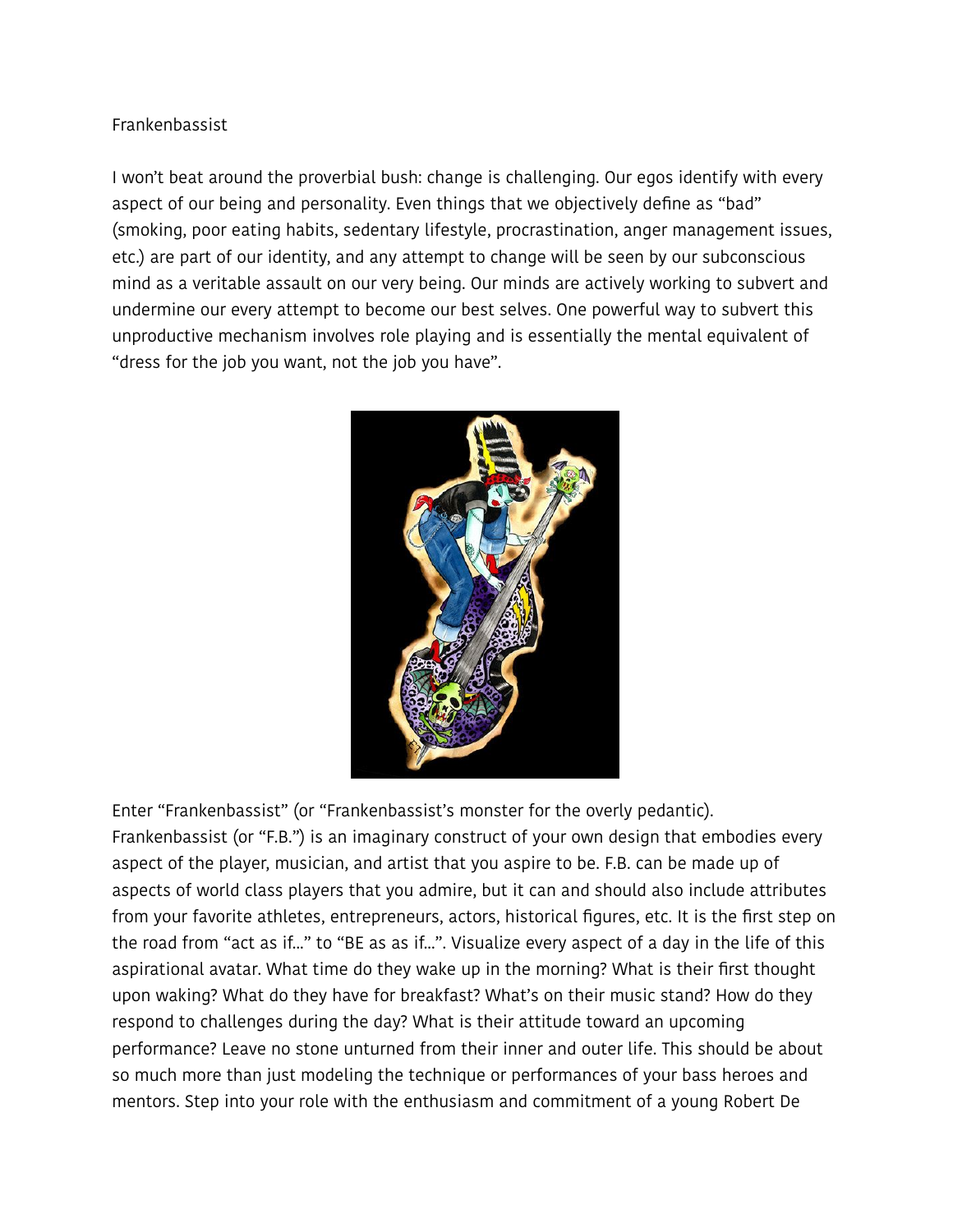Frankenbassist

I won't beat around the proverbial bush: change is challenging. Our egos identify with every aspect of our being and personality. Even things that we objectively define as "bad" (smoking, poor eating habits, sedentary lifestyle, procrastination, anger management issues, etc.) are part of our identity, and any attempt to change will be seen by our subconscious mind as a veritable assault on our very being. Our minds are actively working to subvert and undermine our every attempt to become our best selves. One powerful way to subvert this unproductive mechanism involves role playing and is essentially the mental equivalent of "dress for the job you want, not the job you have".

Enter "Frankenbassist" (or "Frankenbassist's monster for the overly pedantic). Frankenbassist (or "F.B.") is an imaginary construct of your own design that embodies every aspect of the player, musician, and artist that you aspire to be. F.B. can be made up of aspects of world class players that you admire, but it can and should also include attributes from your favorite athletes, entrepreneurs, actors, historical figures, etc. It is the first step on the road from "act as if…" to "BE as as if…". Visualize every aspect of a day in the life of this aspirational avatar. What time do they wake up in the morning? What is their first thought upon waking? What do they have for breakfast? What's on their music stand? How do they respond to challenges during the day? What is their attitude toward an upcoming performance? Leave no stone unturned from their inner and outer life. This should be about so much more than just modeling the technique or performances of your bass heroes and mentors. Step into your role with the enthusiasm and commitment of a young Robert De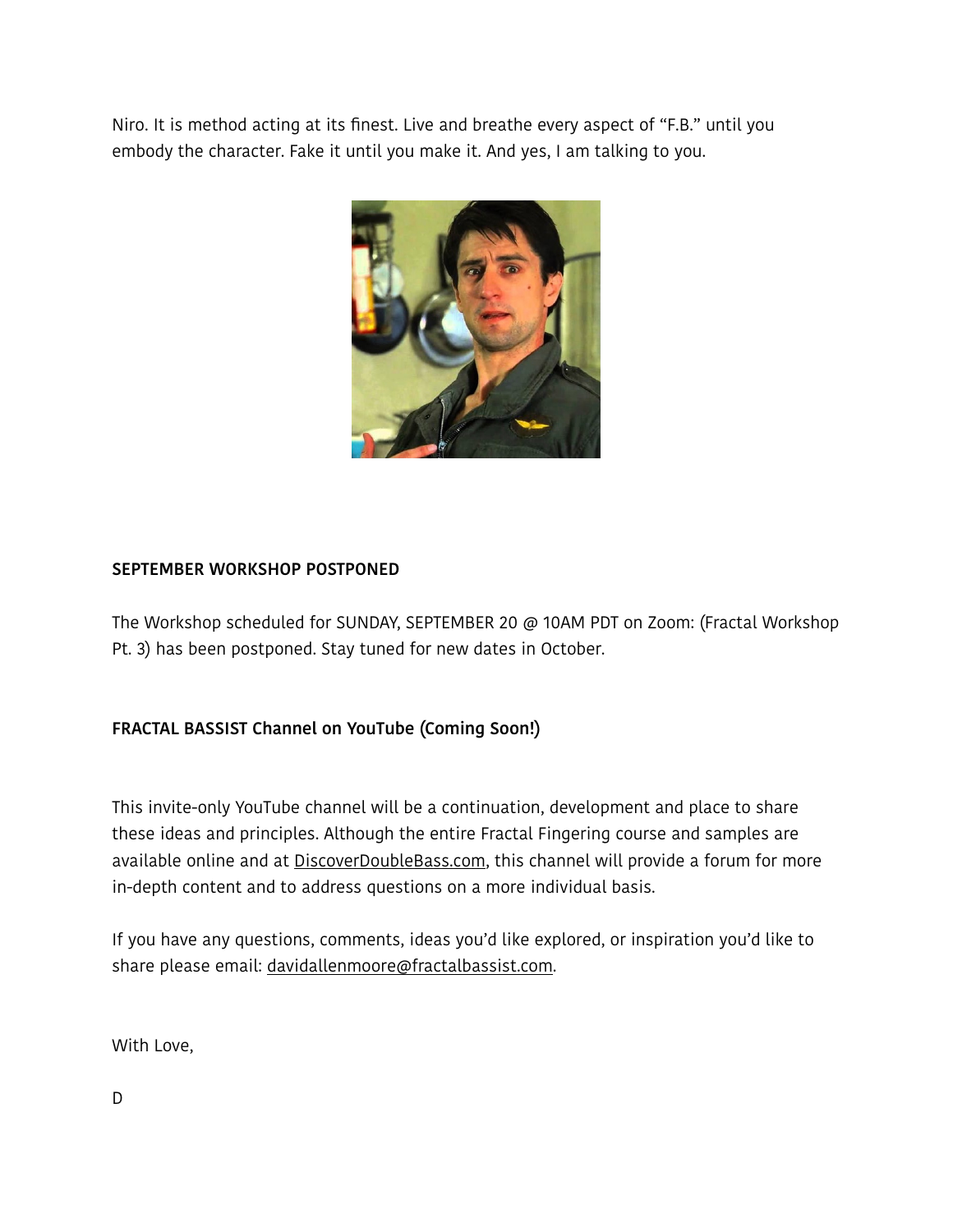Niro. It is method acting at its finest. Live and breathe every aspect of "F.B." until you embody the character. Fake it until you make it. And yes, I am talking to you.

**SEPTEMBER WORKSHOP POSTPONED**

The Workshop scheduled for SUNDAY, SEPTEMBER 20 @ 10AM PDT on Zoom: (Fractal Workshop Pt. 3) has postponed. Stay tuned for new dates in October.

**FRACTAL BASSIST Channel on YouTube (Coming Soon!)**

This invite-only YouTube channel will be a continuation, development and place to share these ideas and principles. Although the entire Fractal Fingering course and samples are available online and at DiscoverDoubleBass.com, this channel will provide a forum for more in-depth content and to address questions on a more individual basis.

If you have any questions, comments, ideas you'd like explored, or inspiration you'd like to share please email: davidallenmoore@fractalbassist.com.

With Love,

D